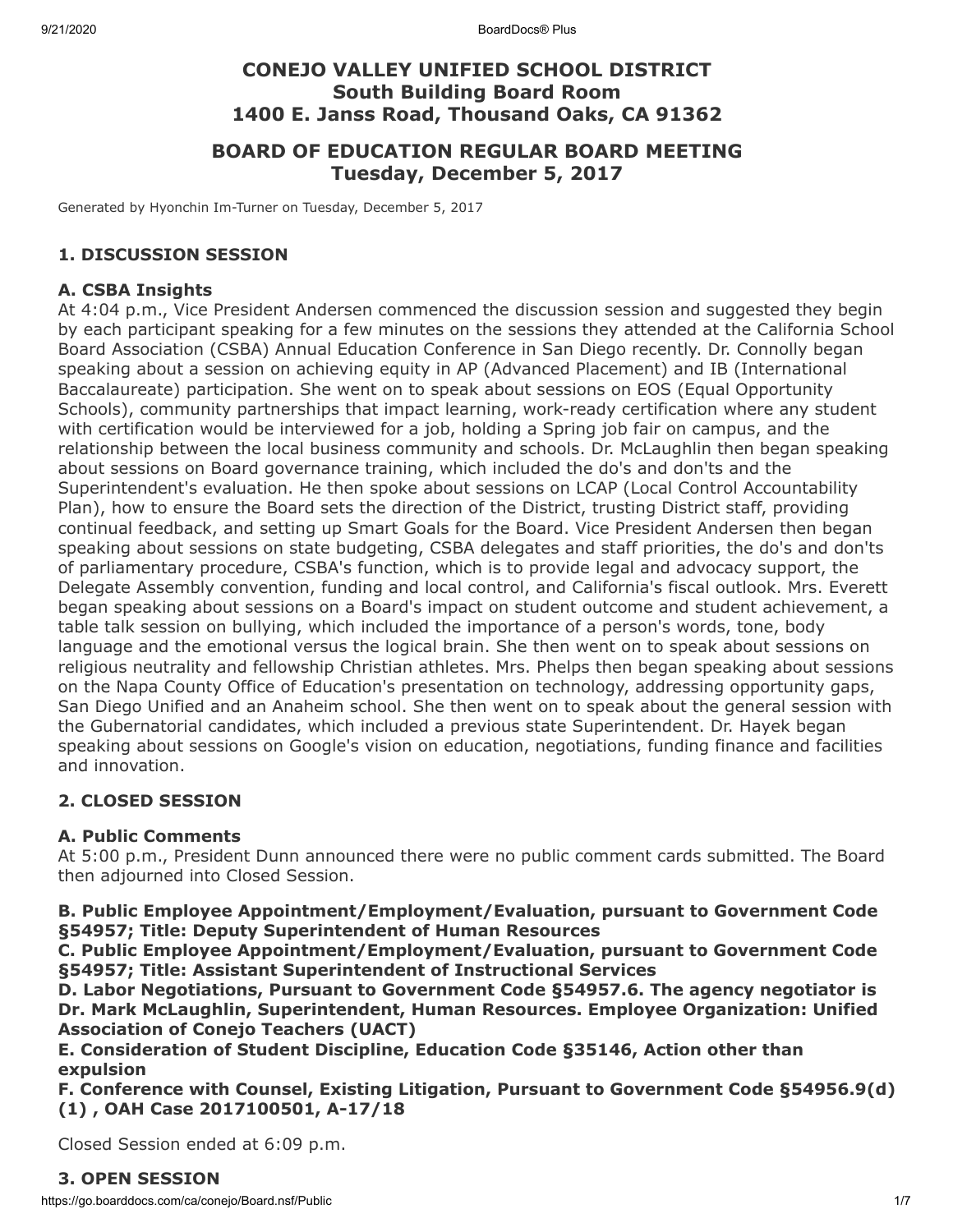# CONEJO VALLEY UNIFIED SCHOOL DISTRICT
# South Building Board Room
# 1400 E. Janss Road, Thousand Oaks, CA 91362

# BOARD OF EDUCATION REGULAR BOARD MEETING
# Tuesday, December 5, 2017

Generated by Hyonchin Im-Turner on Tuesday, December 5, 2017

## 1. DISCUSSION SESSION

### A. CSBA Insights

At 4:04 p.m., Vice President Andersen commenced the discussion session and suggested they begin by each participant speaking for a few minutes on the sessions they attended at the California School Board Association (CSBA) Annual Education Conference in San Diego recently. Dr. Connolly began speaking about a session on achieving equity in AP (Advanced Placement) and IB (International Baccalaureate) participation. She went on to speak about sessions on EOS (Equal Opportunity Schools), community partnerships that impact learning, work-ready certification where any student with certification would be interviewed for a job, holding a Spring job fair on campus, and the relationship between the local business community and schools. Dr. McLaughlin then began speaking about sessions on Board governance training, which included the do's and don'ts and the Superintendent's evaluation. He then spoke about sessions on LCAP (Local Control Accountability Plan), how to ensure the Board sets the direction of the District, trusting District staff, providing continual feedback, and setting up Smart Goals for the Board. Vice President Andersen then began speaking about sessions on state budgeting, CSBA delegates and staff priorities, the do's and don'ts of parliamentary procedure, CSBA's function, which is to provide legal and advocacy support, the Delegate Assembly convention, funding and local control, and California's fiscal outlook. Mrs. Everett began speaking about sessions on a Board's impact on student outcome and student achievement, a table talk session on bullying, which included the importance of a person's words, tone, body language and the emotional versus the logical brain. She then went on to speak about sessions on religious neutrality and fellowship Christian athletes. Mrs. Phelps then began speaking about sessions on the Napa County Office of Education's presentation on technology, addressing opportunity gaps, San Diego Unified and an Anaheim school. She then went on to speak about the general session with the Gubernatorial candidates, which included a previous state Superintendent. Dr. Hayek began speaking about sessions on Google's vision on education, negotiations, funding finance and facilities and innovation.

## 2. CLOSED SESSION

### A. Public Comments

At 5:00 p.m., President Dunn announced there were no public comment cards submitted. The Board then adjourned into Closed Session.

**B. Public Employee Appointment/Employment/Evaluation, pursuant to Government Code §54957; Title: Deputy Superintendent of Human Resources**

**C. Public Employee Appointment/Employment/Evaluation, pursuant to Government Code §54957; Title: Assistant Superintendent of Instructional Services**

**D. Labor Negotiations, Pursuant to Government Code §54957.6. The agency negotiator is Dr. Mark McLaughlin, Superintendent, Human Resources. Employee Organization: Unified Association of Conejo Teachers (UACT)**

**E. Consideration of Student Discipline, Education Code §35146, Action other than expulsion**

**F. Conference with Counsel, Existing Litigation, Pursuant to Government Code §54956.9(d)(1) , OAH Case 2017100501, A-17/18**

Closed Session ended at 6:09 p.m.

## 3. OPEN SESSION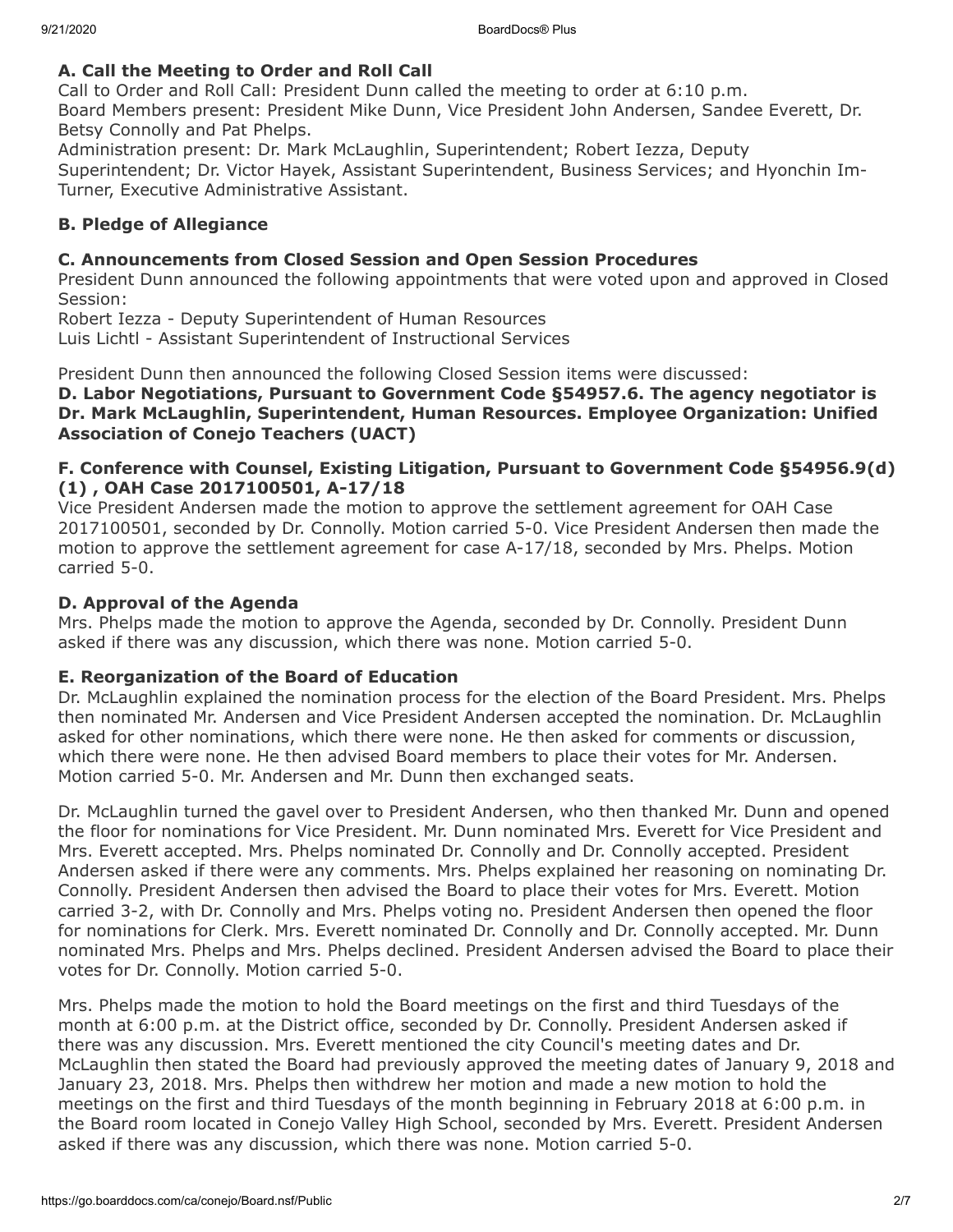### A. Call the Meeting to Order and Roll Call

Call to Order and Roll Call: President Dunn called the meeting to order at 6:10 p.m.
Board Members present: President Mike Dunn, Vice President John Andersen, Sandee Everett, Dr. Betsy Connolly and Pat Phelps.
Administration present: Dr. Mark McLaughlin, Superintendent; Robert Iezza, Deputy Superintendent; Dr. Victor Hayek, Assistant Superintendent, Business Services; and Hyonchin Im-Turner, Executive Administrative Assistant.

### B. Pledge of Allegiance

### C. Announcements from Closed Session and Open Session Procedures

President Dunn announced the following appointments that were voted upon and approved in Closed Session:
Robert Iezza - Deputy Superintendent of Human Resources
Luis Lichtl - Assistant Superintendent of Instructional Services

President Dunn then announced the following Closed Session items were discussed:

**D. Labor Negotiations, Pursuant to Government Code §54957.6. The agency negotiator is Dr. Mark McLaughlin, Superintendent, Human Resources. Employee Organization: Unified Association of Conejo Teachers (UACT)**

### F. Conference with Counsel, Existing Litigation, Pursuant to Government Code §54956.9(d)(1) , OAH Case 2017100501, A-17/18

Vice President Andersen made the motion to approve the settlement agreement for OAH Case 2017100501, seconded by Dr. Connolly. Motion carried 5-0. Vice President Andersen then made the motion to approve the settlement agreement for case A-17/18, seconded by Mrs. Phelps. Motion carried 5-0.

### D. Approval of the Agenda

Mrs. Phelps made the motion to approve the Agenda, seconded by Dr. Connolly. President Dunn asked if there was any discussion, which there was none. Motion carried 5-0.

### E. Reorganization of the Board of Education

Dr. McLaughlin explained the nomination process for the election of the Board President. Mrs. Phelps then nominated Mr. Andersen and Vice President Andersen accepted the nomination. Dr. McLaughlin asked for other nominations, which there were none. He then asked for comments or discussion, which there were none. He then advised Board members to place their votes for Mr. Andersen. Motion carried 5-0. Mr. Andersen and Mr. Dunn then exchanged seats.

Dr. McLaughlin turned the gavel over to President Andersen, who then thanked Mr. Dunn and opened the floor for nominations for Vice President. Mr. Dunn nominated Mrs. Everett for Vice President and Mrs. Everett accepted. Mrs. Phelps nominated Dr. Connolly and Dr. Connolly accepted. President Andersen asked if there were any comments. Mrs. Phelps explained her reasoning on nominating Dr. Connolly. President Andersen then advised the Board to place their votes for Mrs. Everett. Motion carried 3-2, with Dr. Connolly and Mrs. Phelps voting no. President Andersen then opened the floor for nominations for Clerk. Mrs. Everett nominated Dr. Connolly and Dr. Connolly accepted. Mr. Dunn nominated Mrs. Phelps and Mrs. Phelps declined. President Andersen advised the Board to place their votes for Dr. Connolly. Motion carried 5-0.

Mrs. Phelps made the motion to hold the Board meetings on the first and third Tuesdays of the month at 6:00 p.m. at the District office, seconded by Dr. Connolly. President Andersen asked if there was any discussion. Mrs. Everett mentioned the city Council's meeting dates and Dr. McLaughlin then stated the Board had previously approved the meeting dates of January 9, 2018 and January 23, 2018. Mrs. Phelps then withdrew her motion and made a new motion to hold the meetings on the first and third Tuesdays of the month beginning in February 2018 at 6:00 p.m. in the Board room located in Conejo Valley High School, seconded by Mrs. Everett. President Andersen asked if there was any discussion, which there was none. Motion carried 5-0.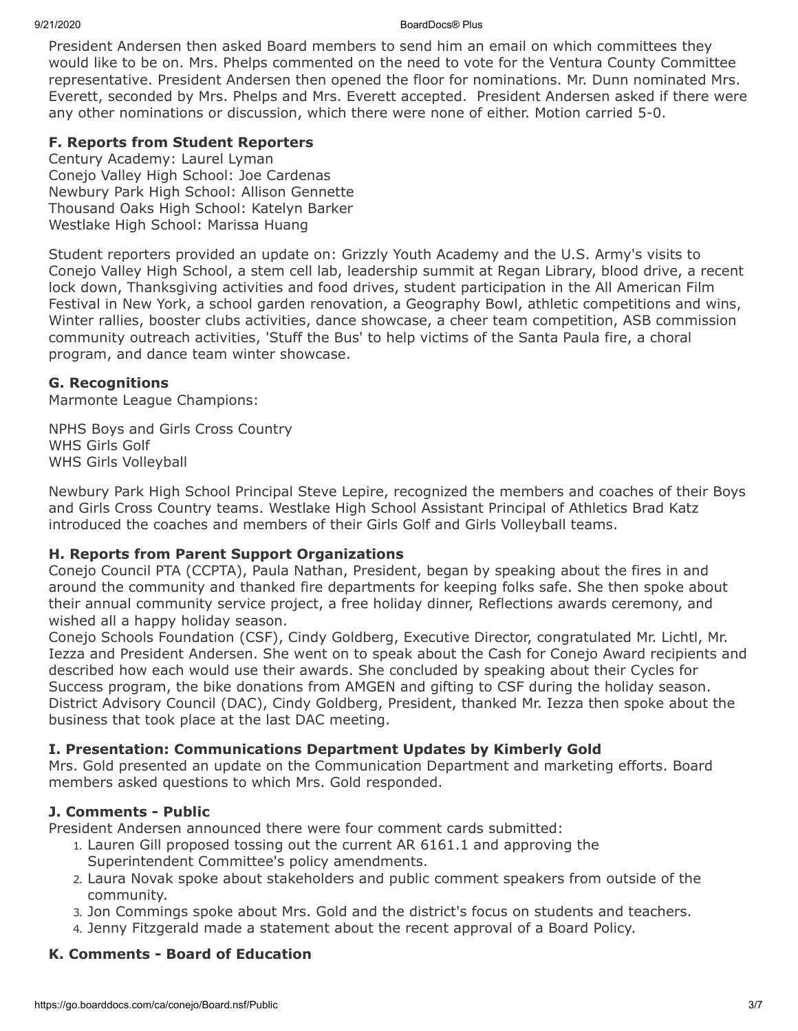President Andersen then asked Board members to send him an email on which committees they would like to be on. Mrs. Phelps commented on the need to vote for the Ventura County Committee representative. President Andersen then opened the floor for nominations. Mr. Dunn nominated Mrs. Everett, seconded by Mrs. Phelps and Mrs. Everett accepted. President Andersen asked if there were any other nominations or discussion, which there were none of either. Motion carried 5-0.

### F. Reports from Student Reporters

Century Academy: Laurel Lyman
Conejo Valley High School: Joe Cardenas
Newbury Park High School: Allison Gennette
Thousand Oaks High School: Katelyn Barker
Westlake High School: Marissa Huang

Student reporters provided an update on: Grizzly Youth Academy and the U.S. Army's visits to Conejo Valley High School, a stem cell lab, leadership summit at Regan Library, blood drive, a recent lock down, Thanksgiving activities and food drives, student participation in the All American Film Festival in New York, a school garden renovation, a Geography Bowl, athletic competitions and wins, Winter rallies, booster clubs activities, dance showcase, a cheer team competition, ASB commission community outreach activities, 'Stuff the Bus' to help victims of the Santa Paula fire, a choral program, and dance team winter showcase.

### G. Recognitions

Marmonte League Champions:

NPHS Boys and Girls Cross Country
WHS Girls Golf
WHS Girls Volleyball

Newbury Park High School Principal Steve Lepire, recognized the members and coaches of their Boys and Girls Cross Country teams. Westlake High School Assistant Principal of Athletics Brad Katz introduced the coaches and members of their Girls Golf and Girls Volleyball teams.

### H. Reports from Parent Support Organizations

Conejo Council PTA (CCPTA), Paula Nathan, President, began by speaking about the fires in and around the community and thanked fire departments for keeping folks safe. She then spoke about their annual community service project, a free holiday dinner, Reflections awards ceremony, and wished all a happy holiday season.
Conejo Schools Foundation (CSF), Cindy Goldberg, Executive Director, congratulated Mr. Lichtl, Mr. Iezza and President Andersen. She went on to speak about the Cash for Conejo Award recipients and described how each would use their awards. She concluded by speaking about their Cycles for Success program, the bike donations from AMGEN and gifting to CSF during the holiday season.
District Advisory Council (DAC), Cindy Goldberg, President, thanked Mr. Iezza then spoke about the business that took place at the last DAC meeting.

### I. Presentation: Communications Department Updates by Kimberly Gold

Mrs. Gold presented an update on the Communication Department and marketing efforts. Board members asked questions to which Mrs. Gold responded.

### J. Comments - Public

President Andersen announced there were four comment cards submitted:

1. Lauren Gill proposed tossing out the current AR 6161.1 and approving the Superintendent Committee's policy amendments.
2. Laura Novak spoke about stakeholders and public comment speakers from outside of the community.
3. Jon Commings spoke about Mrs. Gold and the district's focus on students and teachers.
4. Jenny Fitzgerald made a statement about the recent approval of a Board Policy.

### K. Comments - Board of Education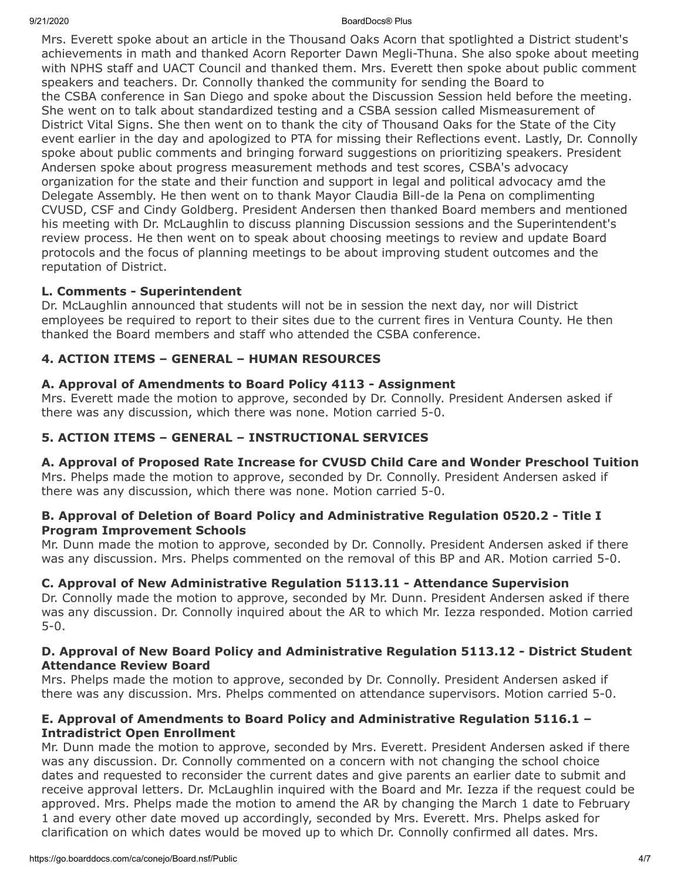Mrs. Everett spoke about an article in the Thousand Oaks Acorn that spotlighted a District student's achievements in math and thanked Acorn Reporter Dawn Megli-Thuna. She also spoke about meeting with NPHS staff and UACT Council and thanked them. Mrs. Everett then spoke about public comment speakers and teachers. Dr. Connolly thanked the community for sending the Board to the CSBA conference in San Diego and spoke about the Discussion Session held before the meeting. She went on to talk about standardized testing and a CSBA session called Mismeasurement of District Vital Signs. She then went on to thank the city of Thousand Oaks for the State of the City event earlier in the day and apologized to PTA for missing their Reflections event. Lastly, Dr. Connolly spoke about public comments and bringing forward suggestions on prioritizing speakers. President Andersen spoke about progress measurement methods and test scores, CSBA's advocacy organization for the state and their function and support in legal and political advocacy amd the Delegate Assembly. He then went on to thank Mayor Claudia Bill-de la Pena on complimenting CVUSD, CSF and Cindy Goldberg. President Andersen then thanked Board members and mentioned his meeting with Dr. McLaughlin to discuss planning Discussion sessions and the Superintendent's review process. He then went on to speak about choosing meetings to review and update Board protocols and the focus of planning meetings to be about improving student outcomes and the reputation of District.

**L. Comments - Superintendent**

Dr. McLaughlin announced that students will not be in session the next day, nor will District employees be required to report to their sites due to the current fires in Ventura County. He then thanked the Board members and staff who attended the CSBA conference.

## 4. ACTION ITEMS – GENERAL – HUMAN RESOURCES

### A. Approval of Amendments to Board Policy 4113 - Assignment

Mrs. Everett made the motion to approve, seconded by Dr. Connolly. President Andersen asked if there was any discussion, which there was none. Motion carried 5-0.

## 5. ACTION ITEMS – GENERAL – INSTRUCTIONAL SERVICES

### A. Approval of Proposed Rate Increase for CVUSD Child Care and Wonder Preschool Tuition

Mrs. Phelps made the motion to approve, seconded by Dr. Connolly. President Andersen asked if there was any discussion, which there was none. Motion carried 5-0.

### B. Approval of Deletion of Board Policy and Administrative Regulation 0520.2 - Title I Program Improvement Schools

Mr. Dunn made the motion to approve, seconded by Dr. Connolly. President Andersen asked if there was any discussion. Mrs. Phelps commented on the removal of this BP and AR. Motion carried 5-0.

### C. Approval of New Administrative Regulation 5113.11 - Attendance Supervision

Dr. Connolly made the motion to approve, seconded by Mr. Dunn. President Andersen asked if there was any discussion. Dr. Connolly inquired about the AR to which Mr. Iezza responded. Motion carried 5-0.

### D. Approval of New Board Policy and Administrative Regulation 5113.12 - District Student Attendance Review Board

Mrs. Phelps made the motion to approve, seconded by Dr. Connolly. President Andersen asked if there was any discussion. Mrs. Phelps commented on attendance supervisors. Motion carried 5-0.

### E. Approval of Amendments to Board Policy and Administrative Regulation 5116.1 – Intradistrict Open Enrollment

Mr. Dunn made the motion to approve, seconded by Mrs. Everett. President Andersen asked if there was any discussion. Dr. Connolly commented on a concern with not changing the school choice dates and requested to reconsider the current dates and give parents an earlier date to submit and receive approval letters. Dr. McLaughlin inquired with the Board and Mr. Iezza if the request could be approved. Mrs. Phelps made the motion to amend the AR by changing the March 1 date to February 1 and every other date moved up accordingly, seconded by Mrs. Everett. Mrs. Phelps asked for clarification on which dates would be moved up to which Dr. Connolly confirmed all dates. Mrs.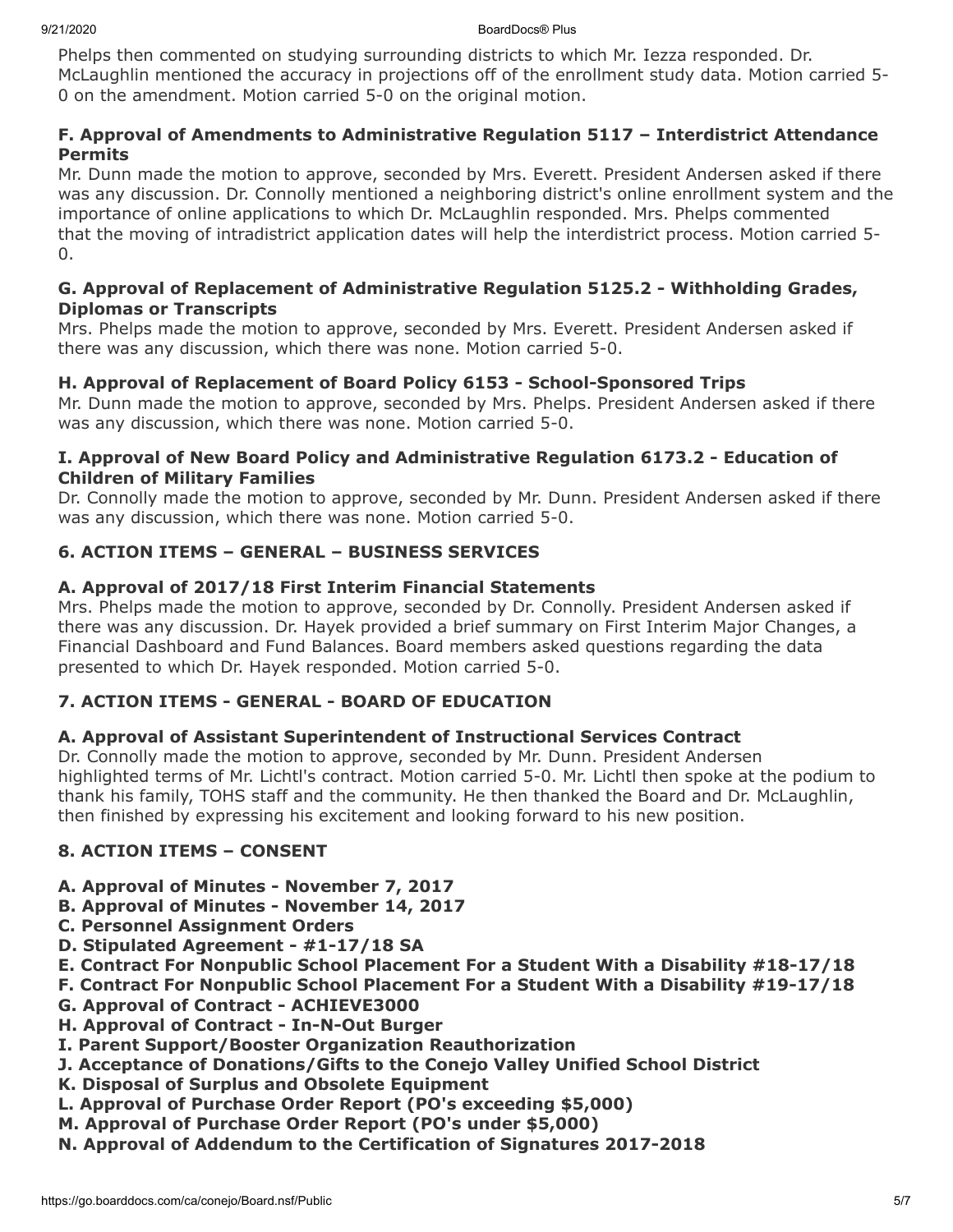Phelps then commented on studying surrounding districts to which Mr. Iezza responded. Dr. McLaughlin mentioned the accuracy in projections off of the enrollment study data. Motion carried 5-0 on the amendment. Motion carried 5-0 on the original motion.

### F. Approval of Amendments to Administrative Regulation 5117 – Interdistrict Attendance Permits

Mr. Dunn made the motion to approve, seconded by Mrs. Everett. President Andersen asked if there was any discussion. Dr. Connolly mentioned a neighboring district's online enrollment system and the importance of online applications to which Dr. McLaughlin responded. Mrs. Phelps commented that the moving of intradistrict application dates will help the interdistrict process. Motion carried 5-0.

### G. Approval of Replacement of Administrative Regulation 5125.2 - Withholding Grades, Diplomas or Transcripts

Mrs. Phelps made the motion to approve, seconded by Mrs. Everett. President Andersen asked if there was any discussion, which there was none. Motion carried 5-0.

### H. Approval of Replacement of Board Policy 6153 - School-Sponsored Trips

Mr. Dunn made the motion to approve, seconded by Mrs. Phelps. President Andersen asked if there was any discussion, which there was none. Motion carried 5-0.

### I. Approval of New Board Policy and Administrative Regulation 6173.2 - Education of Children of Military Families

Dr. Connolly made the motion to approve, seconded by Mr. Dunn. President Andersen asked if there was any discussion, which there was none. Motion carried 5-0.

## 6. ACTION ITEMS – GENERAL – BUSINESS SERVICES

### A. Approval of 2017/18 First Interim Financial Statements

Mrs. Phelps made the motion to approve, seconded by Dr. Connolly. President Andersen asked if there was any discussion. Dr. Hayek provided a brief summary on First Interim Major Changes, a Financial Dashboard and Fund Balances. Board members asked questions regarding the data presented to which Dr. Hayek responded. Motion carried 5-0.

## 7. ACTION ITEMS - GENERAL - BOARD OF EDUCATION

### A. Approval of Assistant Superintendent of Instructional Services Contract

Dr. Connolly made the motion to approve, seconded by Mr. Dunn. President Andersen highlighted terms of Mr. Lichtl's contract. Motion carried 5-0. Mr. Lichtl then spoke at the podium to thank his family, TOHS staff and the community. He then thanked the Board and Dr. McLaughlin, then finished by expressing his excitement and looking forward to his new position.

## 8. ACTION ITEMS – CONSENT

**A. Approval of Minutes - November 7, 2017**
**B. Approval of Minutes - November 14, 2017**
**C. Personnel Assignment Orders**
**D. Stipulated Agreement - #1-17/18 SA**
**E. Contract For Nonpublic School Placement For a Student With a Disability #18-17/18**
**F. Contract For Nonpublic School Placement For a Student With a Disability #19-17/18**
**G. Approval of Contract - ACHIEVE3000**
**H. Approval of Contract - In-N-Out Burger**
**I. Parent Support/Booster Organization Reauthorization**
**J. Acceptance of Donations/Gifts to the Conejo Valley Unified School District**
**K. Disposal of Surplus and Obsolete Equipment**
**L. Approval of Purchase Order Report (PO's exceeding $5,000)**
**M. Approval of Purchase Order Report (PO's under $5,000)**
**N. Approval of Addendum to the Certification of Signatures 2017-2018**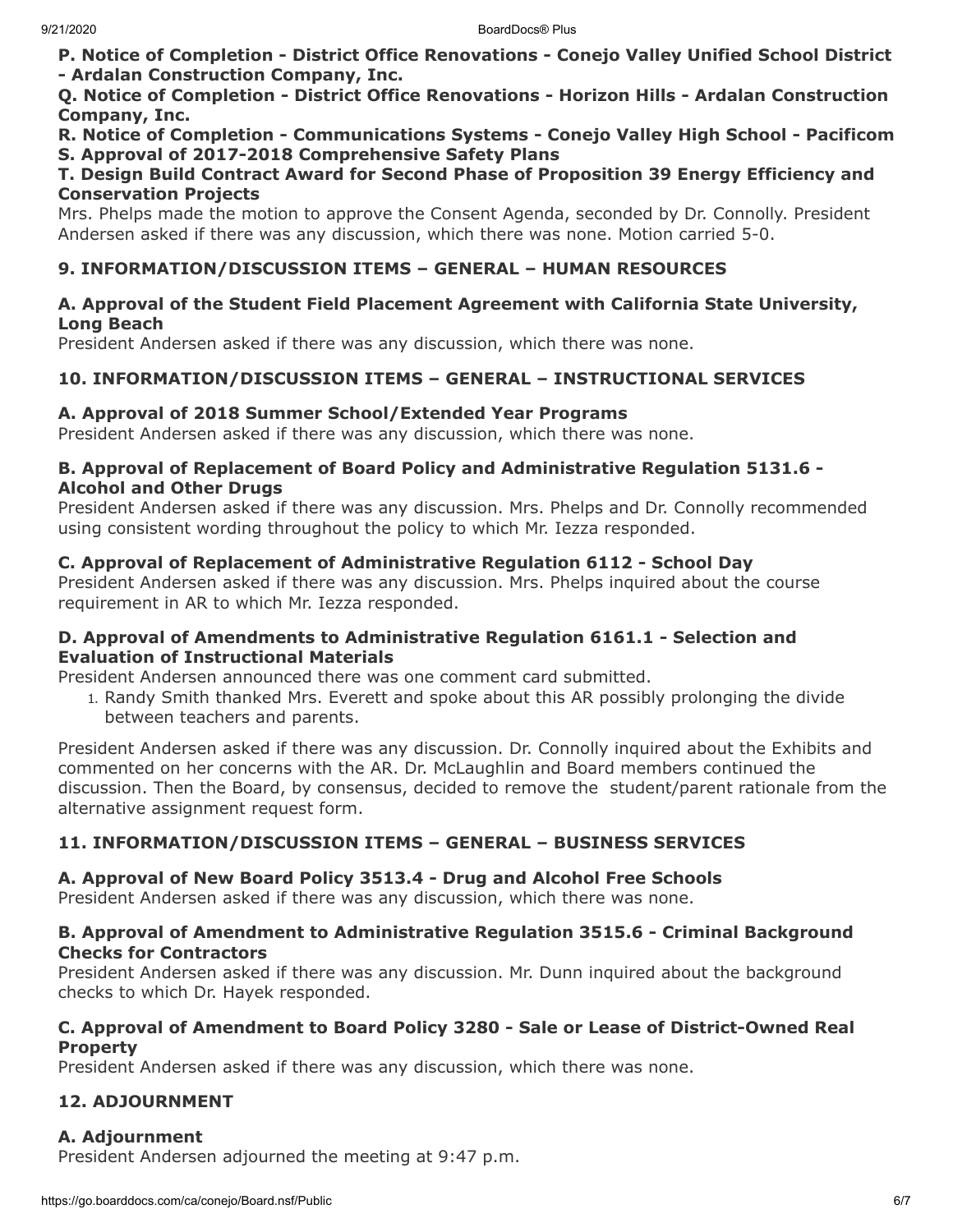**P. Notice of Completion - District Office Renovations - Conejo Valley Unified School District - Ardalan Construction Company, Inc.**

**Q. Notice of Completion - District Office Renovations - Horizon Hills - Ardalan Construction Company, Inc.**

**R. Notice of Completion - Communications Systems - Conejo Valley High School - Pacificom**

**S. Approval of 2017-2018 Comprehensive Safety Plans**

**T. Design Build Contract Award for Second Phase of Proposition 39 Energy Efficiency and Conservation Projects**

Mrs. Phelps made the motion to approve the Consent Agenda, seconded by Dr. Connolly. President Andersen asked if there was any discussion, which there was none. Motion carried 5-0.

## 9. INFORMATION/DISCUSSION ITEMS – GENERAL – HUMAN RESOURCES

### A. Approval of the Student Field Placement Agreement with California State University, Long Beach

President Andersen asked if there was any discussion, which there was none.

## 10. INFORMATION/DISCUSSION ITEMS – GENERAL – INSTRUCTIONAL SERVICES

### A. Approval of 2018 Summer School/Extended Year Programs

President Andersen asked if there was any discussion, which there was none.

### B. Approval of Replacement of Board Policy and Administrative Regulation 5131.6 - Alcohol and Other Drugs

President Andersen asked if there was any discussion. Mrs. Phelps and Dr. Connolly recommended using consistent wording throughout the policy to which Mr. Iezza responded.

### C. Approval of Replacement of Administrative Regulation 6112 - School Day

President Andersen asked if there was any discussion. Mrs. Phelps inquired about the course requirement in AR to which Mr. Iezza responded.

### D. Approval of Amendments to Administrative Regulation 6161.1 - Selection and Evaluation of Instructional Materials

President Andersen announced there was one comment card submitted.

1. Randy Smith thanked Mrs. Everett and spoke about this AR possibly prolonging the divide between teachers and parents.

President Andersen asked if there was any discussion. Dr. Connolly inquired about the Exhibits and commented on her concerns with the AR. Dr. McLaughlin and Board members continued the discussion. Then the Board, by consensus, decided to remove the student/parent rationale from the alternative assignment request form.

## 11. INFORMATION/DISCUSSION ITEMS – GENERAL – BUSINESS SERVICES

### A. Approval of New Board Policy 3513.4 - Drug and Alcohol Free Schools

President Andersen asked if there was any discussion, which there was none.

### B. Approval of Amendment to Administrative Regulation 3515.6 - Criminal Background Checks for Contractors

President Andersen asked if there was any discussion. Mr. Dunn inquired about the background checks to which Dr. Hayek responded.

### C. Approval of Amendment to Board Policy 3280 - Sale or Lease of District-Owned Real Property

President Andersen asked if there was any discussion, which there was none.

## 12. ADJOURNMENT

### A. Adjournment

President Andersen adjourned the meeting at 9:47 p.m.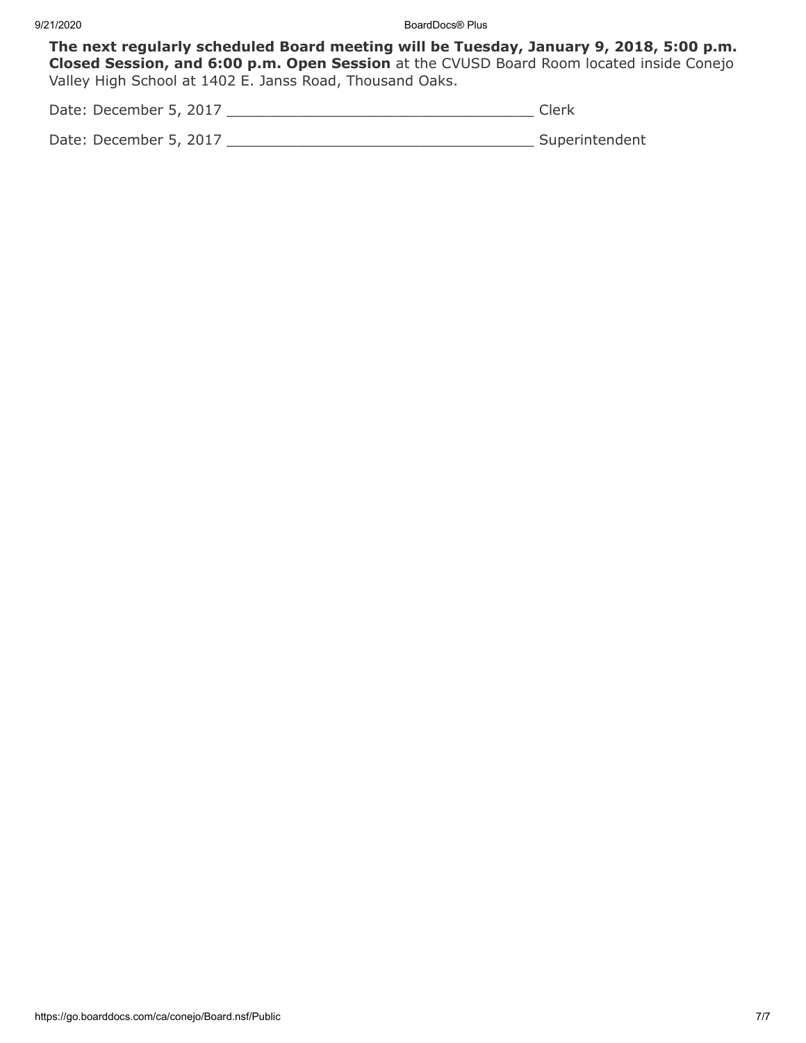**The next regularly scheduled Board meeting will be Tuesday, January 9, 2018, 5:00 p.m. Closed Session, and 6:00 p.m. Open Session** at the CVUSD Board Room located inside Conejo Valley High School at 1402 E. Janss Road, Thousand Oaks.

Date: December 5, 2017 ___________________________________ Clerk

Date: December 5, 2017 ___________________________________ Superintendent